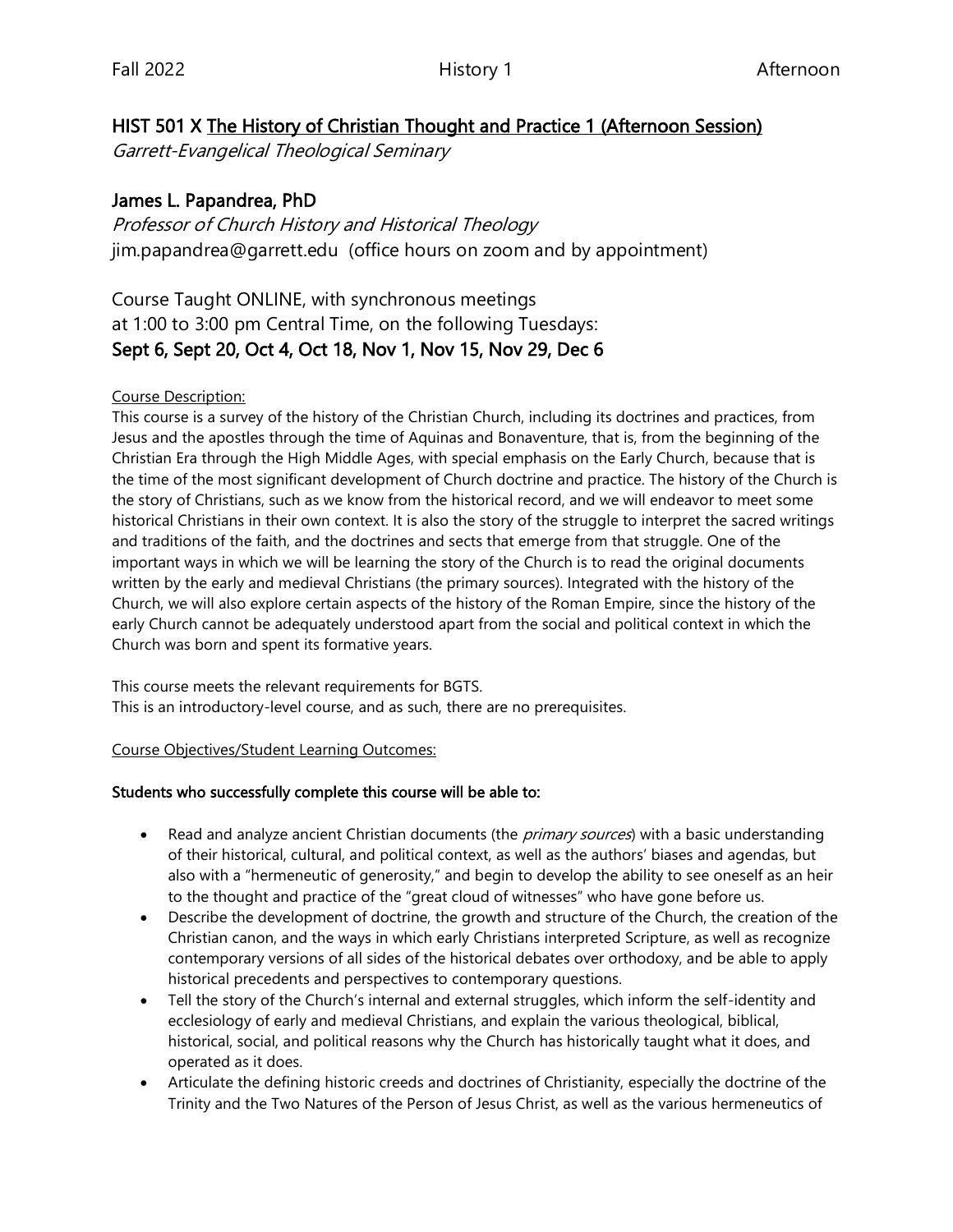## HIST 501 X The History of Christian Thought and Practice 1 (Afternoon Session)

*Garrett-Evangelical Theological Seminary*

## James L. Papandrea, PhD

*Professor of Church History and Historical Theology*

jim.papandrea@garrett.edu (office hours on zoom and by appointment)

Course Taught ONLINE, with synchronous meetings
at 1:00 to 3:00 pm Central Time, on the following Tuesdays:

### Sept 6, Sept 20, Oct 4, Oct 18, Nov 1, Nov 15, Nov 29, Dec 6

Course Description:

This course is a survey of the history of the Christian Church, including its doctrines and practices, from Jesus and the apostles through the time of Aquinas and Bonaventure, that is, from the beginning of the Christian Era through the High Middle Ages, with special emphasis on the Early Church, because that is the time of the most significant development of Church doctrine and practice. The history of the Church is the story of Christians, such as we know from the historical record, and we will endeavor to meet some historical Christians in their own context. It is also the story of the struggle to interpret the sacred writings and traditions of the faith, and the doctrines and sects that emerge from that struggle. One of the important ways in which we will be learning the story of the Church is to read the original documents written by the early and medieval Christians (the primary sources). Integrated with the history of the Church, we will also explore certain aspects of the history of the Roman Empire, since the history of the early Church cannot be adequately understood apart from the social and political context in which the Church was born and spent its formative years.

This course meets the relevant requirements for BGTS.
This is an introductory-level course, and as such, there are no prerequisites.

Course Objectives/Student Learning Outcomes:

**Students who successfully complete this course will be able to:**

- Read and analyze ancient Christian documents (the *primary sources*) with a basic understanding of their historical, cultural, and political context, as well as the authors' biases and agendas, but also with a "hermeneutic of generosity," and begin to develop the ability to see oneself as an heir to the thought and practice of the "great cloud of witnesses" who have gone before us.
- Describe the development of doctrine, the growth and structure of the Church, the creation of the Christian canon, and the ways in which early Christians interpreted Scripture, as well as recognize contemporary versions of all sides of the historical debates over orthodoxy, and be able to apply historical precedents and perspectives to contemporary questions.
- Tell the story of the Church's internal and external struggles, which inform the self-identity and ecclesiology of early and medieval Christians, and explain the various theological, biblical, historical, social, and political reasons why the Church has historically taught what it does, and operated as it does.
- Articulate the defining historic creeds and doctrines of Christianity, especially the doctrine of the Trinity and the Two Natures of the Person of Jesus Christ, as well as the various hermeneutics of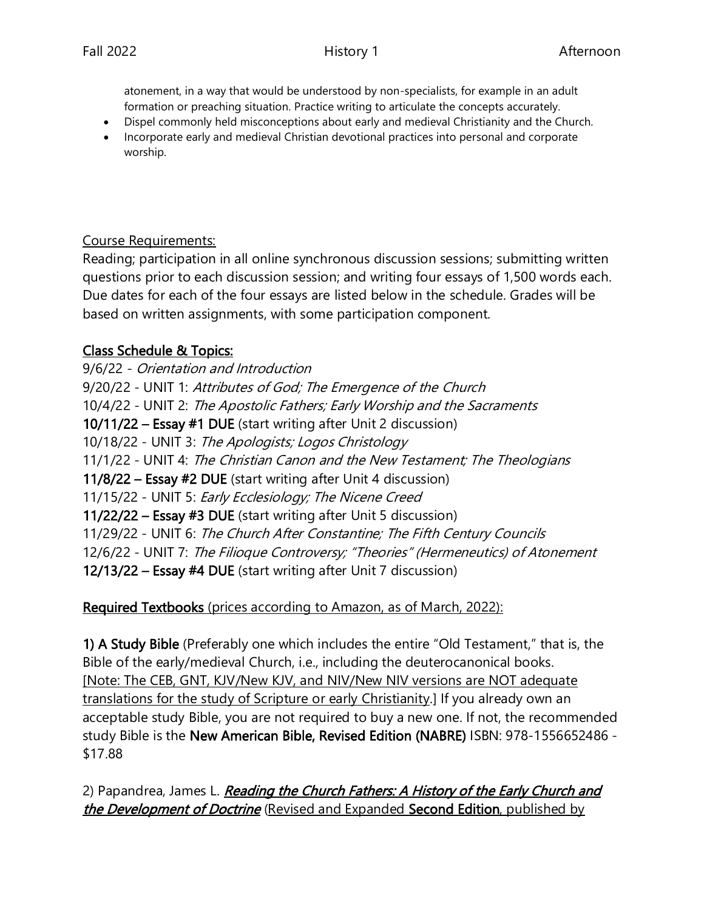atonement, in a way that would be understood by non-specialists, for example in an adult formation or preaching situation. Practice writing to articulate the concepts accurately.

- Dispel commonly held misconceptions about early and medieval Christianity and the Church.
- Incorporate early and medieval Christian devotional practices into personal and corporate worship.

Course Requirements:

Reading; participation in all online synchronous discussion sessions; submitting written questions prior to each discussion session; and writing four essays of 1,500 words each. Due dates for each of the four essays are listed below in the schedule. Grades will be based on written assignments, with some participation component.

**Class Schedule & Topics:**

9/6/22 - *Orientation and Introduction*
9/20/22 - UNIT 1: *Attributes of God; The Emergence of the Church*
10/4/22 - UNIT 2: *The Apostolic Fathers; Early Worship and the Sacraments*
**10/11/22 – Essay #1 DUE** (start writing after Unit 2 discussion)
10/18/22 - UNIT 3: *The Apologists; Logos Christology*
11/1/22 - UNIT 4: *The Christian Canon and the New Testament; The Theologians*
**11/8/22 – Essay #2 DUE** (start writing after Unit 4 discussion)
11/15/22 - UNIT 5: *Early Ecclesiology; The Nicene Creed*
**11/22/22 – Essay #3 DUE** (start writing after Unit 5 discussion)
11/29/22 - UNIT 6: *The Church After Constantine; The Fifth Century Councils*
12/6/22 - UNIT 7: *The Filioque Controversy; "Theories" (Hermeneutics) of Atonement*
**12/13/22 – Essay #4 DUE** (start writing after Unit 7 discussion)

**Required Textbooks** (prices according to Amazon, as of March, 2022):

**1) A Study Bible** (Preferably one which includes the entire "Old Testament," that is, the Bible of the early/medieval Church, i.e., including the deuterocanonical books. [Note: The CEB, GNT, KJV/New KJV, and NIV/New NIV versions are NOT adequate translations for the study of Scripture or early Christianity.] If you already own an acceptable study Bible, you are not required to buy a new one. If not, the recommended study Bible is the **New American Bible, Revised Edition (NABRE)** ISBN: 978-1556652486 - $17.88

2) Papandrea, James L. ***Reading the Church Fathers: A History of the Early Church and the Development of Doctrine*** (Revised and Expanded **Second Edition**, published by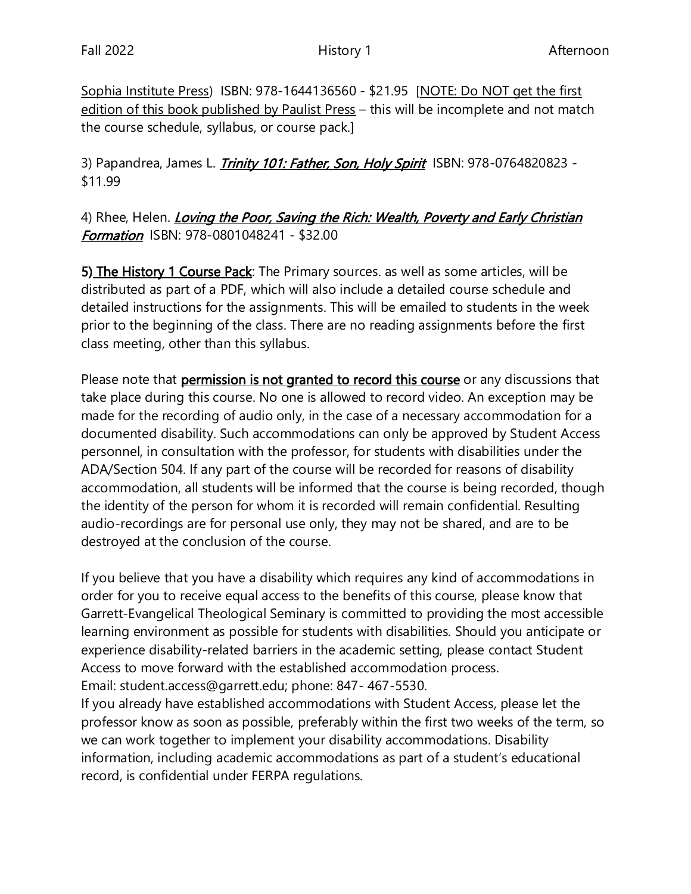Sophia Institute Press) ISBN: 978-1644136560 - $21.95 [NOTE: Do NOT get the first edition of this book published by Paulist Press – this will be incomplete and not match the course schedule, syllabus, or course pack.]

3) Papandrea, James L. ***Trinity 101: Father, Son, Holy Spirit*** ISBN: 978-0764820823 - $11.99

4) Rhee, Helen. ***Loving the Poor, Saving the Rich: Wealth, Poverty and Early Christian Formation*** ISBN: 978-0801048241 - $32.00

**5) The History 1 Course Pack**: The Primary sources. as well as some articles, will be distributed as part of a PDF, which will also include a detailed course schedule and detailed instructions for the assignments. This will be emailed to students in the week prior to the beginning of the class. There are no reading assignments before the first class meeting, other than this syllabus.

Please note that **permission is not granted to record this course** or any discussions that take place during this course. No one is allowed to record video. An exception may be made for the recording of audio only, in the case of a necessary accommodation for a documented disability. Such accommodations can only be approved by Student Access personnel, in consultation with the professor, for students with disabilities under the ADA/Section 504. If any part of the course will be recorded for reasons of disability accommodation, all students will be informed that the course is being recorded, though the identity of the person for whom it is recorded will remain confidential. Resulting audio-recordings are for personal use only, they may not be shared, and are to be destroyed at the conclusion of the course.

If you believe that you have a disability which requires any kind of accommodations in order for you to receive equal access to the benefits of this course, please know that Garrett-Evangelical Theological Seminary is committed to providing the most accessible learning environment as possible for students with disabilities. Should you anticipate or experience disability-related barriers in the academic setting, please contact Student Access to move forward with the established accommodation process.
Email: student.access@garrett.edu; phone: 847- 467-5530.
If you already have established accommodations with Student Access, please let the professor know as soon as possible, preferably within the first two weeks of the term, so we can work together to implement your disability accommodations. Disability information, including academic accommodations as part of a student's educational record, is confidential under FERPA regulations.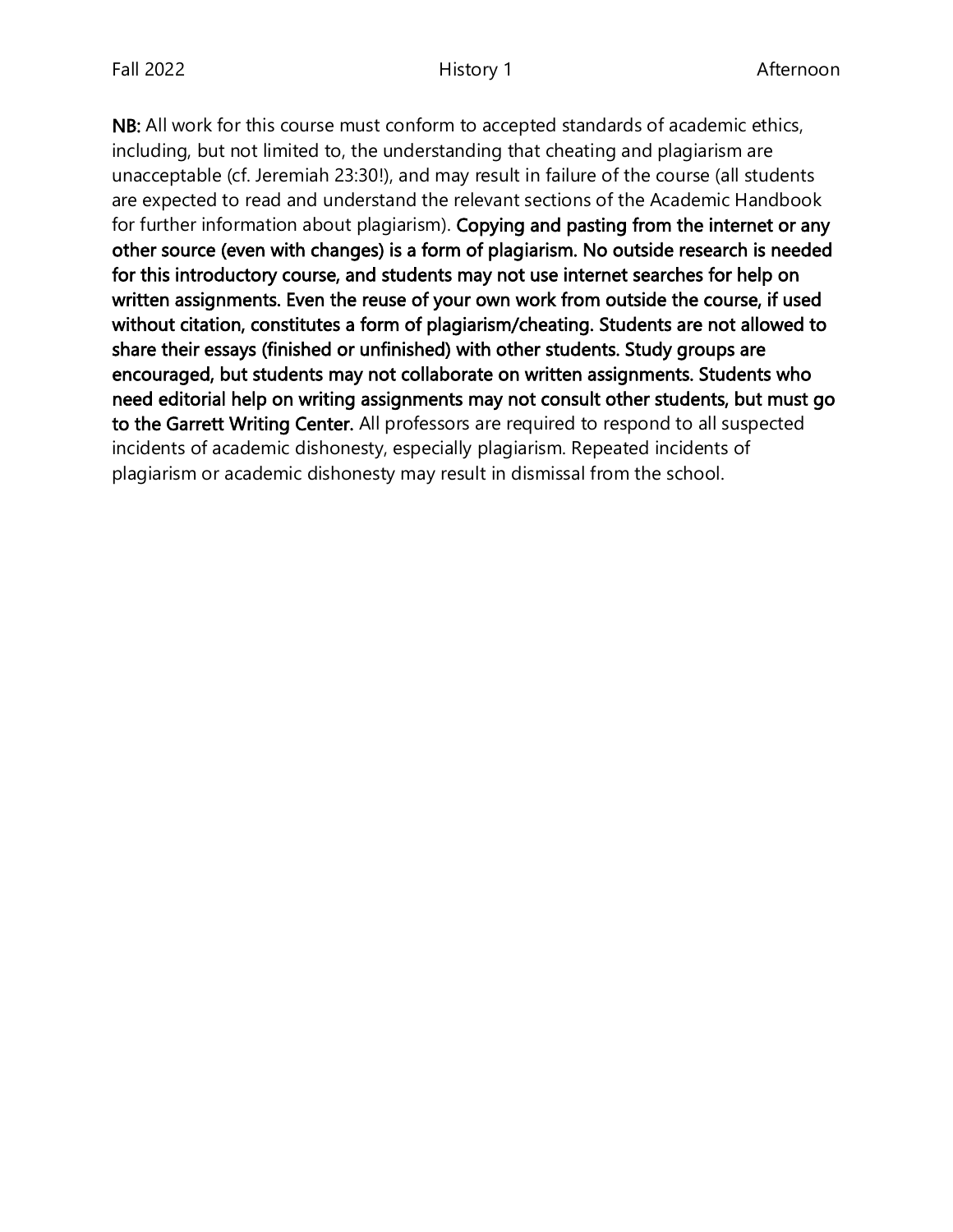**NB:** All work for this course must conform to accepted standards of academic ethics, including, but not limited to, the understanding that cheating and plagiarism are unacceptable (cf. Jeremiah 23:30!), and may result in failure of the course (all students are expected to read and understand the relevant sections of the Academic Handbook for further information about plagiarism). **Copying and pasting from the internet or any other source (even with changes) is a form of plagiarism. No outside research is needed for this introductory course, and students may not use internet searches for help on written assignments. Even the reuse of your own work from outside the course, if used without citation, constitutes a form of plagiarism/cheating. Students are not allowed to share their essays (finished or unfinished) with other students. Study groups are encouraged, but students may not collaborate on written assignments. Students who need editorial help on writing assignments may not consult other students, but must go to the Garrett Writing Center.** All professors are required to respond to all suspected incidents of academic dishonesty, especially plagiarism. Repeated incidents of plagiarism or academic dishonesty may result in dismissal from the school.